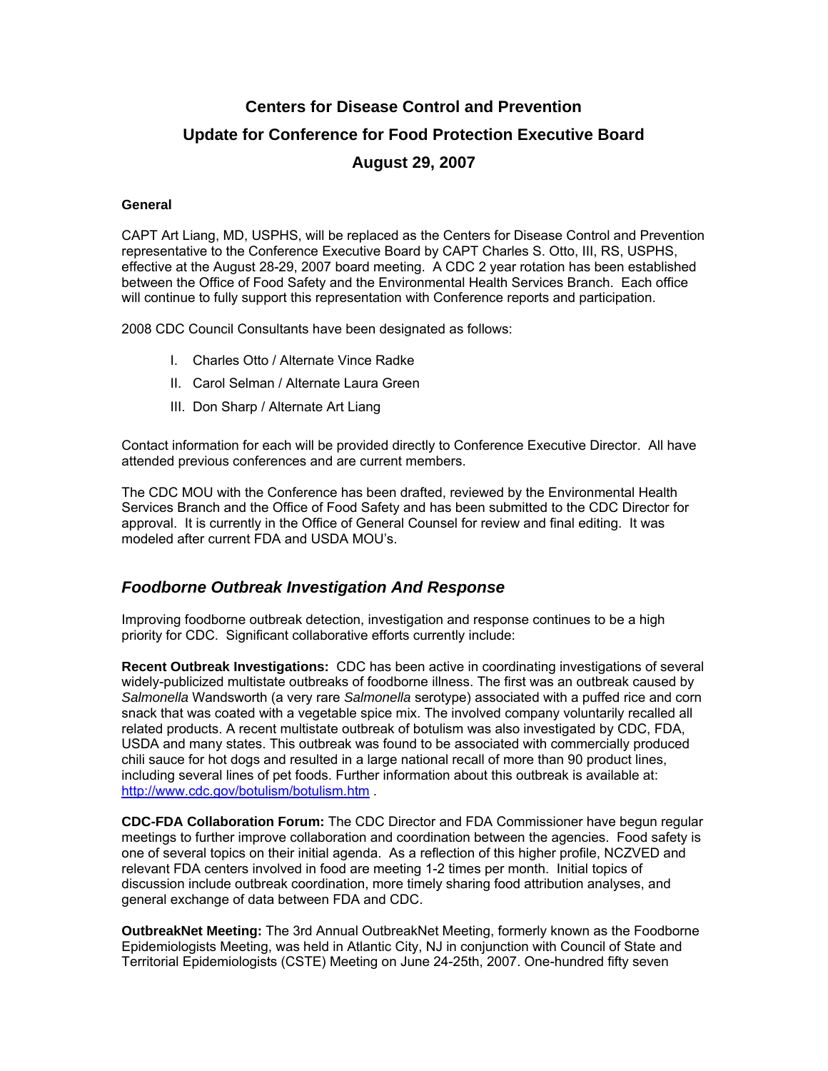# Centers for Disease Control and Prevention

# Update for Conference for Food Protection Executive Board

# August 29, 2007

### General

CAPT Art Liang, MD, USPHS, will be replaced as the Centers for Disease Control and Prevention representative to the Conference Executive Board by CAPT Charles S. Otto, III, RS, USPHS, effective at the August 28-29, 2007 board meeting. A CDC 2 year rotation has been established between the Office of Food Safety and the Environmental Health Services Branch. Each office will continue to fully support this representation with Conference reports and participation.

2008 CDC Council Consultants have been designated as follows:

I. Charles Otto / Alternate Vince Radke
II. Carol Selman / Alternate Laura Green
III. Don Sharp / Alternate Art Liang

Contact information for each will be provided directly to Conference Executive Director. All have attended previous conferences and are current members.

The CDC MOU with the Conference has been drafted, reviewed by the Environmental Health Services Branch and the Office of Food Safety and has been submitted to the CDC Director for approval. It is currently in the Office of General Counsel for review and final editing. It was modeled after current FDA and USDA MOU's.

## *Foodborne Outbreak Investigation And Response*

Improving foodborne outbreak detection, investigation and response continues to be a high priority for CDC. Significant collaborative efforts currently include:

**Recent Outbreak Investigations:** CDC has been active in coordinating investigations of several widely-publicized multistate outbreaks of foodborne illness. The first was an outbreak caused by *Salmonella* Wandsworth (a very rare *Salmonella* serotype) associated with a puffed rice and corn snack that was coated with a vegetable spice mix. The involved company voluntarily recalled all related products. A recent multistate outbreak of botulism was also investigated by CDC, FDA, USDA and many states. This outbreak was found to be associated with commercially produced chili sauce for hot dogs and resulted in a large national recall of more than 90 product lines, including several lines of pet foods. Further information about this outbreak is available at: http://www.cdc.gov/botulism/botulism.htm .

**CDC-FDA Collaboration Forum:** The CDC Director and FDA Commissioner have begun regular meetings to further improve collaboration and coordination between the agencies. Food safety is one of several topics on their initial agenda. As a reflection of this higher profile, NCZVED and relevant FDA centers involved in food are meeting 1-2 times per month. Initial topics of discussion include outbreak coordination, more timely sharing food attribution analyses, and general exchange of data between FDA and CDC.

**OutbreakNet Meeting:** The 3rd Annual OutbreakNet Meeting, formerly known as the Foodborne Epidemiologists Meeting, was held in Atlantic City, NJ in conjunction with Council of State and Territorial Epidemiologists (CSTE) Meeting on June 24-25th, 2007. One-hundred fifty seven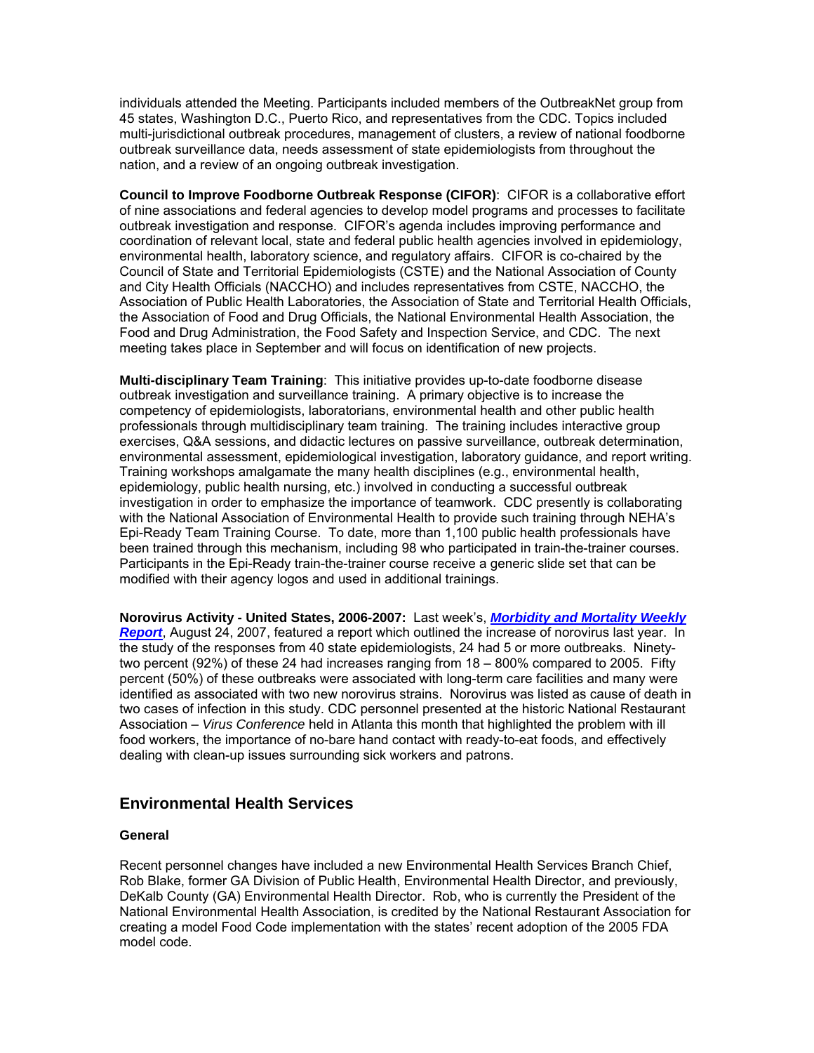individuals attended the Meeting. Participants included members of the OutbreakNet group from 45 states, Washington D.C., Puerto Rico, and representatives from the CDC. Topics included multi-jurisdictional outbreak procedures, management of clusters, a review of national foodborne outbreak surveillance data, needs assessment of state epidemiologists from throughout the nation, and a review of an ongoing outbreak investigation.

**Council to Improve Foodborne Outbreak Response (CIFOR)**: CIFOR is a collaborative effort of nine associations and federal agencies to develop model programs and processes to facilitate outbreak investigation and response. CIFOR's agenda includes improving performance and coordination of relevant local, state and federal public health agencies involved in epidemiology, environmental health, laboratory science, and regulatory affairs. CIFOR is co-chaired by the Council of State and Territorial Epidemiologists (CSTE) and the National Association of County and City Health Officials (NACCHO) and includes representatives from CSTE, NACCHO, the Association of Public Health Laboratories, the Association of State and Territorial Health Officials, the Association of Food and Drug Officials, the National Environmental Health Association, the Food and Drug Administration, the Food Safety and Inspection Service, and CDC. The next meeting takes place in September and will focus on identification of new projects.

**Multi-disciplinary Team Training**: This initiative provides up-to-date foodborne disease outbreak investigation and surveillance training. A primary objective is to increase the competency of epidemiologists, laboratorians, environmental health and other public health professionals through multidisciplinary team training. The training includes interactive group exercises, Q&A sessions, and didactic lectures on passive surveillance, outbreak determination, environmental assessment, epidemiological investigation, laboratory guidance, and report writing. Training workshops amalgamate the many health disciplines (e.g., environmental health, epidemiology, public health nursing, etc.) involved in conducting a successful outbreak investigation in order to emphasize the importance of teamwork. CDC presently is collaborating with the National Association of Environmental Health to provide such training through NEHA's Epi-Ready Team Training Course. To date, more than 1,100 public health professionals have been trained through this mechanism, including 98 who participated in train-the-trainer courses. Participants in the Epi-Ready train-the-trainer course receive a generic slide set that can be modified with their agency logos and used in additional trainings.

**Norovirus Activity - United States, 2006-2007:** Last week's, ***Morbidity and Mortality Weekly Report***, August 24, 2007, featured a report which outlined the increase of norovirus last year. In the study of the responses from 40 state epidemiologists, 24 had 5 or more outbreaks. Ninety-two percent (92%) of these 24 had increases ranging from 18 – 800% compared to 2005. Fifty percent (50%) of these outbreaks were associated with long-term care facilities and many were identified as associated with two new norovirus strains. Norovirus was listed as cause of death in two cases of infection in this study. CDC personnel presented at the historic National Restaurant Association – *Virus Conference* held in Atlanta this month that highlighted the problem with ill food workers, the importance of no-bare hand contact with ready-to-eat foods, and effectively dealing with clean-up issues surrounding sick workers and patrons.

## Environmental Health Services

### General

Recent personnel changes have included a new Environmental Health Services Branch Chief, Rob Blake, former GA Division of Public Health, Environmental Health Director, and previously, DeKalb County (GA) Environmental Health Director. Rob, who is currently the President of the National Environmental Health Association, is credited by the National Restaurant Association for creating a model Food Code implementation with the states' recent adoption of the 2005 FDA model code.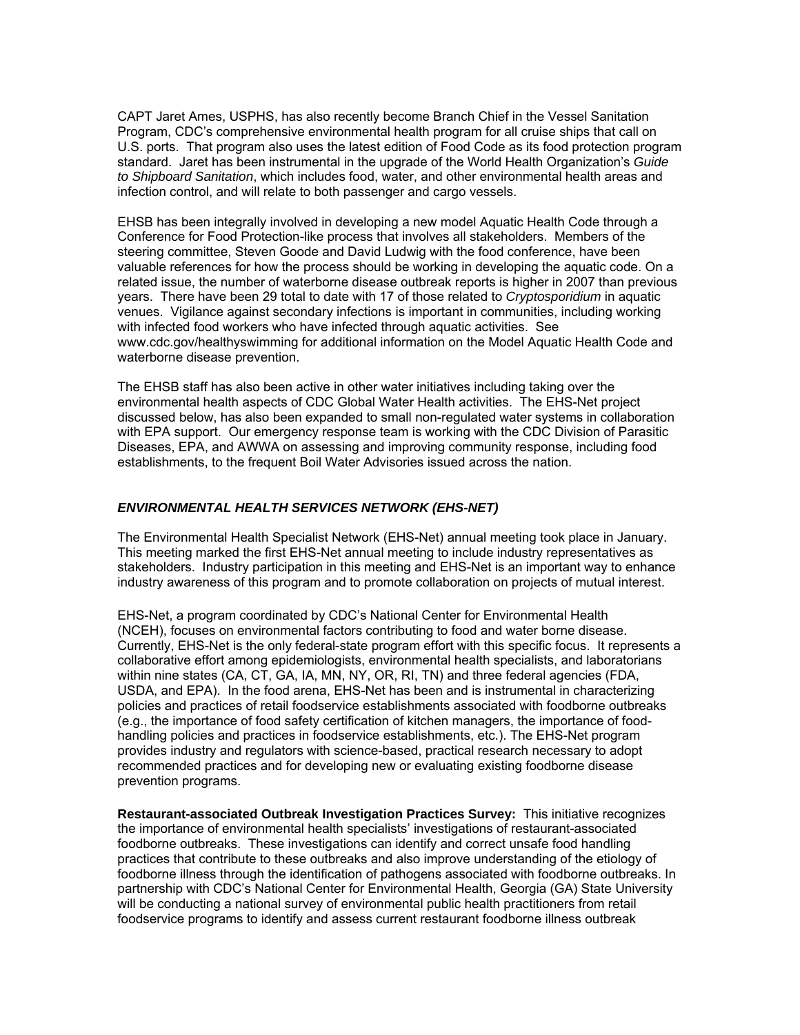CAPT Jaret Ames, USPHS, has also recently become Branch Chief in the Vessel Sanitation Program, CDC's comprehensive environmental health program for all cruise ships that call on U.S. ports. That program also uses the latest edition of Food Code as its food protection program standard. Jaret has been instrumental in the upgrade of the World Health Organization's *Guide to Shipboard Sanitation*, which includes food, water, and other environmental health areas and infection control, and will relate to both passenger and cargo vessels.

EHSB has been integrally involved in developing a new model Aquatic Health Code through a Conference for Food Protection-like process that involves all stakeholders. Members of the steering committee, Steven Goode and David Ludwig with the food conference, have been valuable references for how the process should be working in developing the aquatic code. On a related issue, the number of waterborne disease outbreak reports is higher in 2007 than previous years. There have been 29 total to date with 17 of those related to *Cryptosporidium* in aquatic venues. Vigilance against secondary infections is important in communities, including working with infected food workers who have infected through aquatic activities. See www.cdc.gov/healthyswimming for additional information on the Model Aquatic Health Code and waterborne disease prevention.

The EHSB staff has also been active in other water initiatives including taking over the environmental health aspects of CDC Global Water Health activities. The EHS-Net project discussed below, has also been expanded to small non-regulated water systems in collaboration with EPA support. Our emergency response team is working with the CDC Division of Parasitic Diseases, EPA, and AWWA on assessing and improving community response, including food establishments, to the frequent Boil Water Advisories issued across the nation.

### *ENVIRONMENTAL HEALTH SERVICES NETWORK (EHS-NET)*

The Environmental Health Specialist Network (EHS-Net) annual meeting took place in January. This meeting marked the first EHS-Net annual meeting to include industry representatives as stakeholders. Industry participation in this meeting and EHS-Net is an important way to enhance industry awareness of this program and to promote collaboration on projects of mutual interest.

EHS-Net, a program coordinated by CDC's National Center for Environmental Health (NCEH), focuses on environmental factors contributing to food and water borne disease. Currently, EHS-Net is the only federal-state program effort with this specific focus. It represents a collaborative effort among epidemiologists, environmental health specialists, and laboratorians within nine states (CA, CT, GA, IA, MN, NY, OR, RI, TN) and three federal agencies (FDA, USDA, and EPA). In the food arena, EHS-Net has been and is instrumental in characterizing policies and practices of retail foodservice establishments associated with foodborne outbreaks (e.g., the importance of food safety certification of kitchen managers, the importance of food-handling policies and practices in foodservice establishments, etc.). The EHS-Net program provides industry and regulators with science-based, practical research necessary to adopt recommended practices and for developing new or evaluating existing foodborne disease prevention programs.

**Restaurant-associated Outbreak Investigation Practices Survey:** This initiative recognizes the importance of environmental health specialists' investigations of restaurant-associated foodborne outbreaks. These investigations can identify and correct unsafe food handling practices that contribute to these outbreaks and also improve understanding of the etiology of foodborne illness through the identification of pathogens associated with foodborne outbreaks. In partnership with CDC's National Center for Environmental Health, Georgia (GA) State University will be conducting a national survey of environmental public health practitioners from retail foodservice programs to identify and assess current restaurant foodborne illness outbreak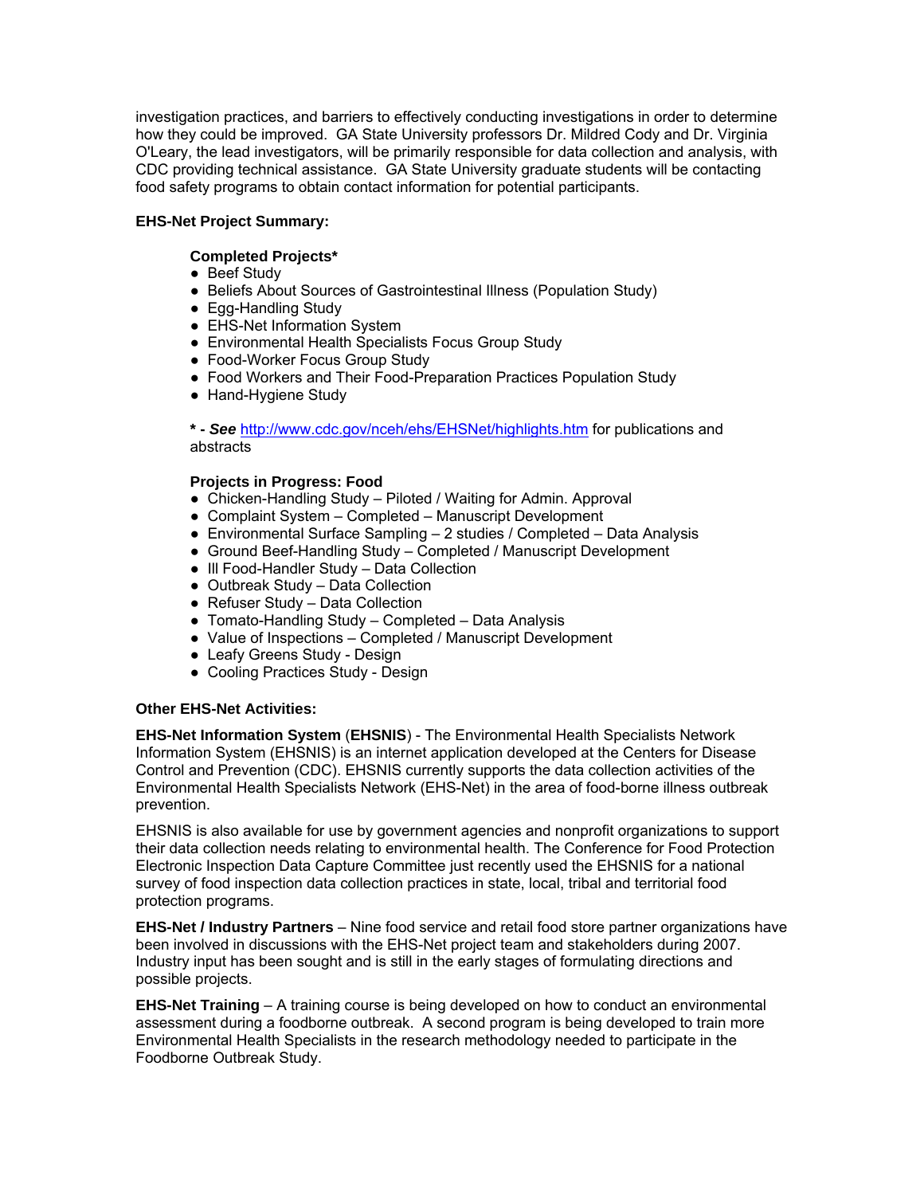investigation practices, and barriers to effectively conducting investigations in order to determine how they could be improved. GA State University professors Dr. Mildred Cody and Dr. Virginia O'Leary, the lead investigators, will be primarily responsible for data collection and analysis, with CDC providing technical assistance. GA State University graduate students will be contacting food safety programs to obtain contact information for potential participants.

**EHS-Net Project Summary:**

**Completed Projects***

- Beef Study
- Beliefs About Sources of Gastrointestinal Illness (Population Study)
- Egg-Handling Study
- EHS-Net Information System
- Environmental Health Specialists Focus Group Study
- Food-Worker Focus Group Study
- Food Workers and Their Food-Preparation Practices Population Study
- Hand-Hygiene Study

**\* -** ***See*** [http://www.cdc.gov/nceh/ehs/EHSNet/highlights.htm](http://www.cdc.gov/nceh/ehs/EHSNet/highlights.htm) for publications and abstracts

**Projects in Progress: Food**

- Chicken-Handling Study – Piloted / Waiting for Admin. Approval
- Complaint System – Completed – Manuscript Development
- Environmental Surface Sampling – 2 studies / Completed – Data Analysis
- Ground Beef-Handling Study – Completed / Manuscript Development
- Ill Food-Handler Study – Data Collection
- Outbreak Study – Data Collection
- Refuser Study – Data Collection
- Tomato-Handling Study – Completed – Data Analysis
- Value of Inspections – Completed / Manuscript Development
- Leafy Greens Study - Design
- Cooling Practices Study - Design

**Other EHS-Net Activities:**

**EHS-Net Information System** (**EHSNIS**) - The Environmental Health Specialists Network Information System (EHSNIS) is an internet application developed at the Centers for Disease Control and Prevention (CDC). EHSNIS currently supports the data collection activities of the Environmental Health Specialists Network (EHS-Net) in the area of food-borne illness outbreak prevention.

EHSNIS is also available for use by government agencies and nonprofit organizations to support their data collection needs relating to environmental health. The Conference for Food Protection Electronic Inspection Data Capture Committee just recently used the EHSNIS for a national survey of food inspection data collection practices in state, local, tribal and territorial food protection programs.

**EHS-Net / Industry Partners** – Nine food service and retail food store partner organizations have been involved in discussions with the EHS-Net project team and stakeholders during 2007. Industry input has been sought and is still in the early stages of formulating directions and possible projects.

**EHS-Net Training** – A training course is being developed on how to conduct an environmental assessment during a foodborne outbreak. A second program is being developed to train more Environmental Health Specialists in the research methodology needed to participate in the Foodborne Outbreak Study.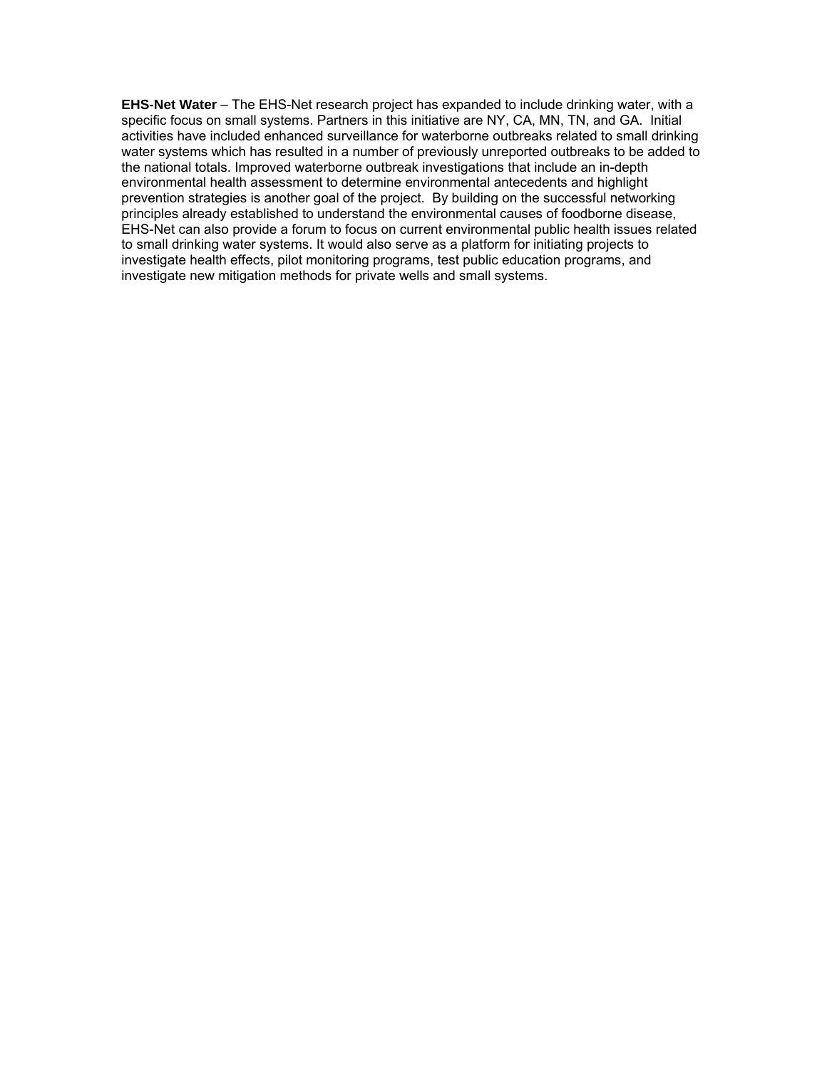**EHS-Net Water** – The EHS-Net research project has expanded to include drinking water, with a specific focus on small systems. Partners in this initiative are NY, CA, MN, TN, and GA. Initial activities have included enhanced surveillance for waterborne outbreaks related to small drinking water systems which has resulted in a number of previously unreported outbreaks to be added to the national totals. Improved waterborne outbreak investigations that include an in-depth environmental health assessment to determine environmental antecedents and highlight prevention strategies is another goal of the project. By building on the successful networking principles already established to understand the environmental causes of foodborne disease, EHS-Net can also provide a forum to focus on current environmental public health issues related to small drinking water systems. It would also serve as a platform for initiating projects to investigate health effects, pilot monitoring programs, test public education programs, and investigate new mitigation methods for private wells and small systems.